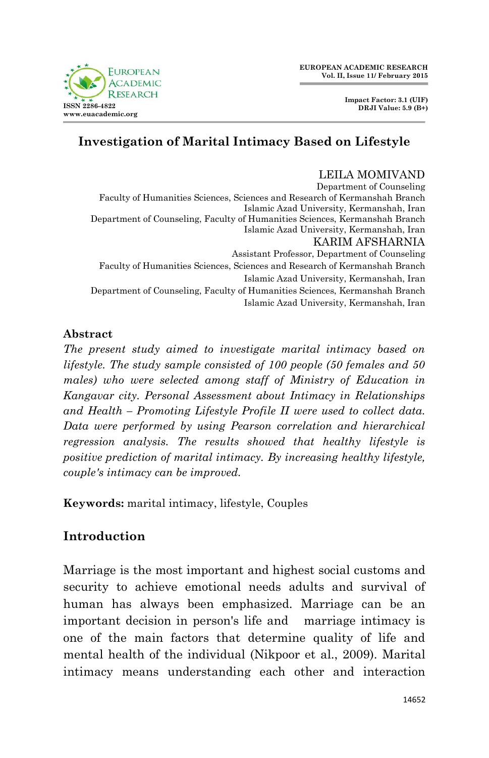# Investigation of Marital Intimacy Based on Lifestyle

LEILA MOMIVAND
Department of Counseling
Faculty of Humanities Sciences, Sciences and Research of Kermanshah Branch
Islamic Azad University, Kermanshah, Iran
Department of Counseling, Faculty of Humanities Sciences, Kermanshah Branch
Islamic Azad University, Kermanshah, Iran

KARIM AFSHARNIA
Assistant Professor, Department of Counseling
Faculty of Humanities Sciences, Sciences and Research of Kermanshah Branch
Islamic Azad University, Kermanshah, Iran
Department of Counseling, Faculty of Humanities Sciences, Kermanshah Branch
Islamic Azad University, Kermanshah, Iran

## Abstract

*The present study aimed to investigate marital intimacy based on lifestyle. The study sample consisted of 100 people (50 females and 50 males) who were selected among staff of Ministry of Education in Kangavar city. Personal Assessment about Intimacy in Relationships and Health – Promoting Lifestyle Profile II were used to collect data. Data were performed by using Pearson correlation and hierarchical regression analysis. The results showed that healthy lifestyle is positive prediction of marital intimacy. By increasing healthy lifestyle, couple's intimacy can be improved.*

**Keywords:** marital intimacy, lifestyle, Couples

## Introduction

Marriage is the most important and highest social customs and security to achieve emotional needs adults and survival of human has always been emphasized. Marriage can be an important decision in person's life and marriage intimacy is one of the main factors that determine quality of life and mental health of the individual (Nikpoor et al., 2009). Marital intimacy means understanding each other and interaction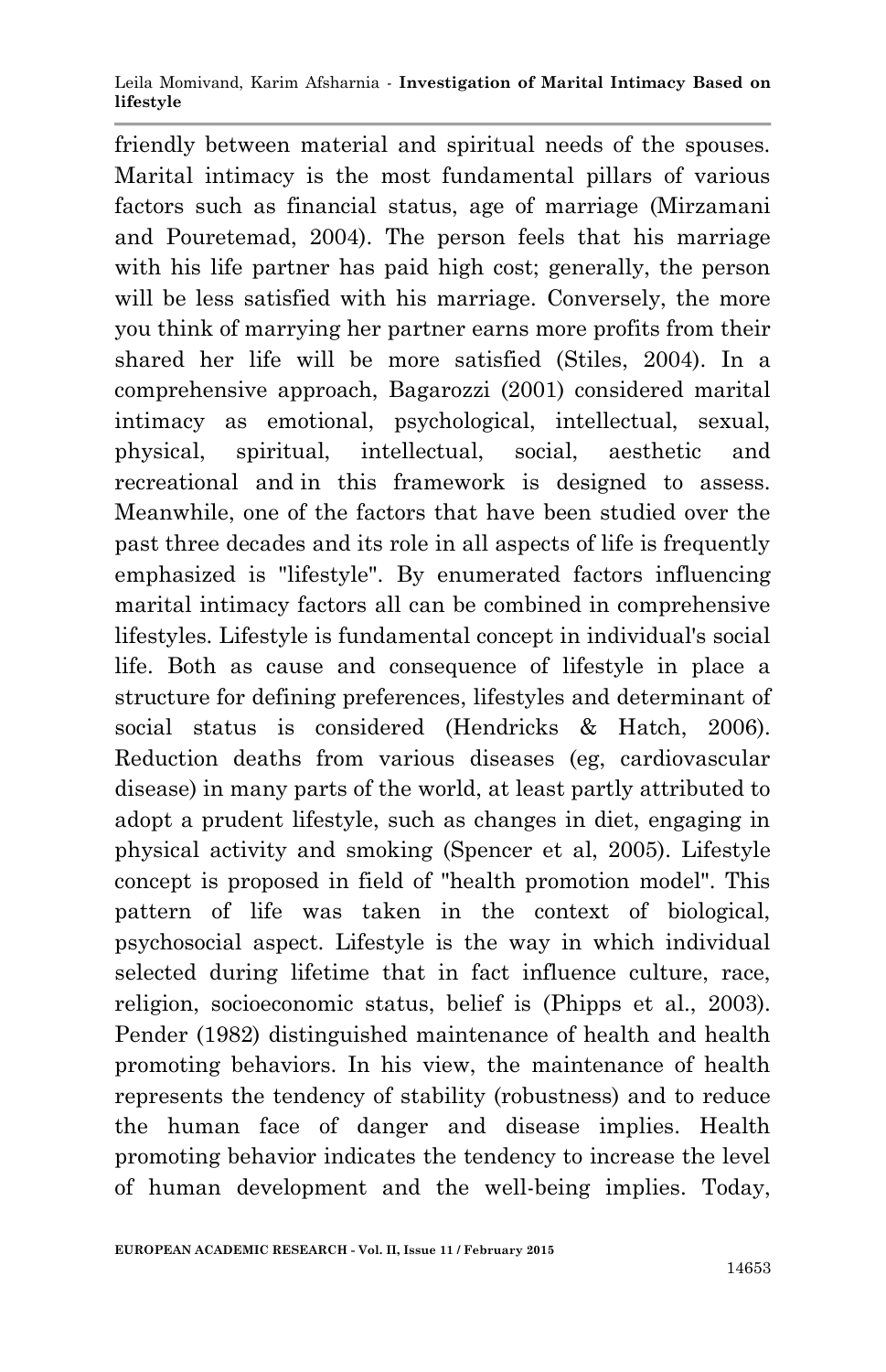friendly between material and spiritual needs of the spouses. Marital intimacy is the most fundamental pillars of various factors such as financial status, age of marriage (Mirzamani and Pouretemad, 2004). The person feels that his marriage with his life partner has paid high cost; generally, the person will be less satisfied with his marriage. Conversely, the more you think of marrying her partner earns more profits from their shared her life will be more satisfied (Stiles, 2004). In a comprehensive approach, Bagarozzi (2001) considered marital intimacy as emotional, psychological, intellectual, sexual, physical, spiritual, intellectual, social, aesthetic and recreational and in this framework is designed to assess. Meanwhile, one of the factors that have been studied over the past three decades and its role in all aspects of life is frequently emphasized is "lifestyle". By enumerated factors influencing marital intimacy factors all can be combined in comprehensive lifestyles. Lifestyle is fundamental concept in individual's social life. Both as cause and consequence of lifestyle in place a structure for defining preferences, lifestyles and determinant of social status is considered (Hendricks & Hatch, 2006). Reduction deaths from various diseases (eg, cardiovascular disease) in many parts of the world, at least partly attributed to adopt a prudent lifestyle, such as changes in diet, engaging in physical activity and smoking (Spencer et al, 2005). Lifestyle concept is proposed in field of "health promotion model". This pattern of life was taken in the context of biological, psychosocial aspect. Lifestyle is the way in which individual selected during lifetime that in fact influence culture, race, religion, socioeconomic status, belief is (Phipps et al., 2003). Pender (1982) distinguished maintenance of health and health promoting behaviors. In his view, the maintenance of health represents the tendency of stability (robustness) and to reduce the human face of danger and disease implies. Health promoting behavior indicates the tendency to increase the level of human development and the well-being implies. Today,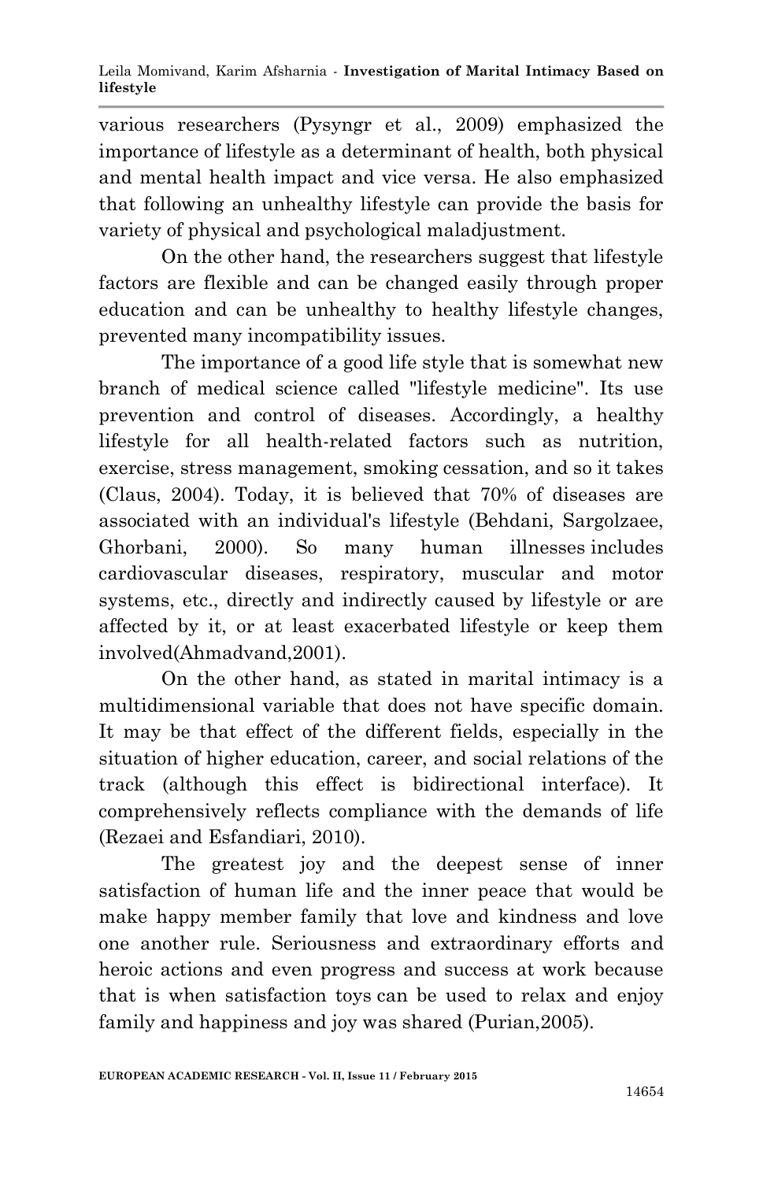various researchers (Pysyngr et al., 2009) emphasized the importance of lifestyle as a determinant of health, both physical and mental health impact and vice versa. He also emphasized that following an unhealthy lifestyle can provide the basis for variety of physical and psychological maladjustment.

On the other hand, the researchers suggest that lifestyle factors are flexible and can be changed easily through proper education and can be unhealthy to healthy lifestyle changes, prevented many incompatibility issues.

The importance of a good life style that is somewhat new branch of medical science called "lifestyle medicine". Its use prevention and control of diseases. Accordingly, a healthy lifestyle for all health-related factors such as nutrition, exercise, stress management, smoking cessation, and so it takes (Claus, 2004). Today, it is believed that 70% of diseases are associated with an individual's lifestyle (Behdani, Sargolzaee, Ghorbani, 2000). So many human illnesses includes cardiovascular diseases, respiratory, muscular and motor systems, etc., directly and indirectly caused by lifestyle or are affected by it, or at least exacerbated lifestyle or keep them involved(Ahmadvand,2001).

On the other hand, as stated in marital intimacy is a multidimensional variable that does not have specific domain. It may be that effect of the different fields, especially in the situation of higher education, career, and social relations of the track (although this effect is bidirectional interface). It comprehensively reflects compliance with the demands of life (Rezaei and Esfandiari, 2010).

The greatest joy and the deepest sense of inner satisfaction of human life and the inner peace that would be make happy member family that love and kindness and love one another rule. Seriousness and extraordinary efforts and heroic actions and even progress and success at work because that is when satisfaction toys can be used to relax and enjoy family and happiness and joy was shared (Purian,2005).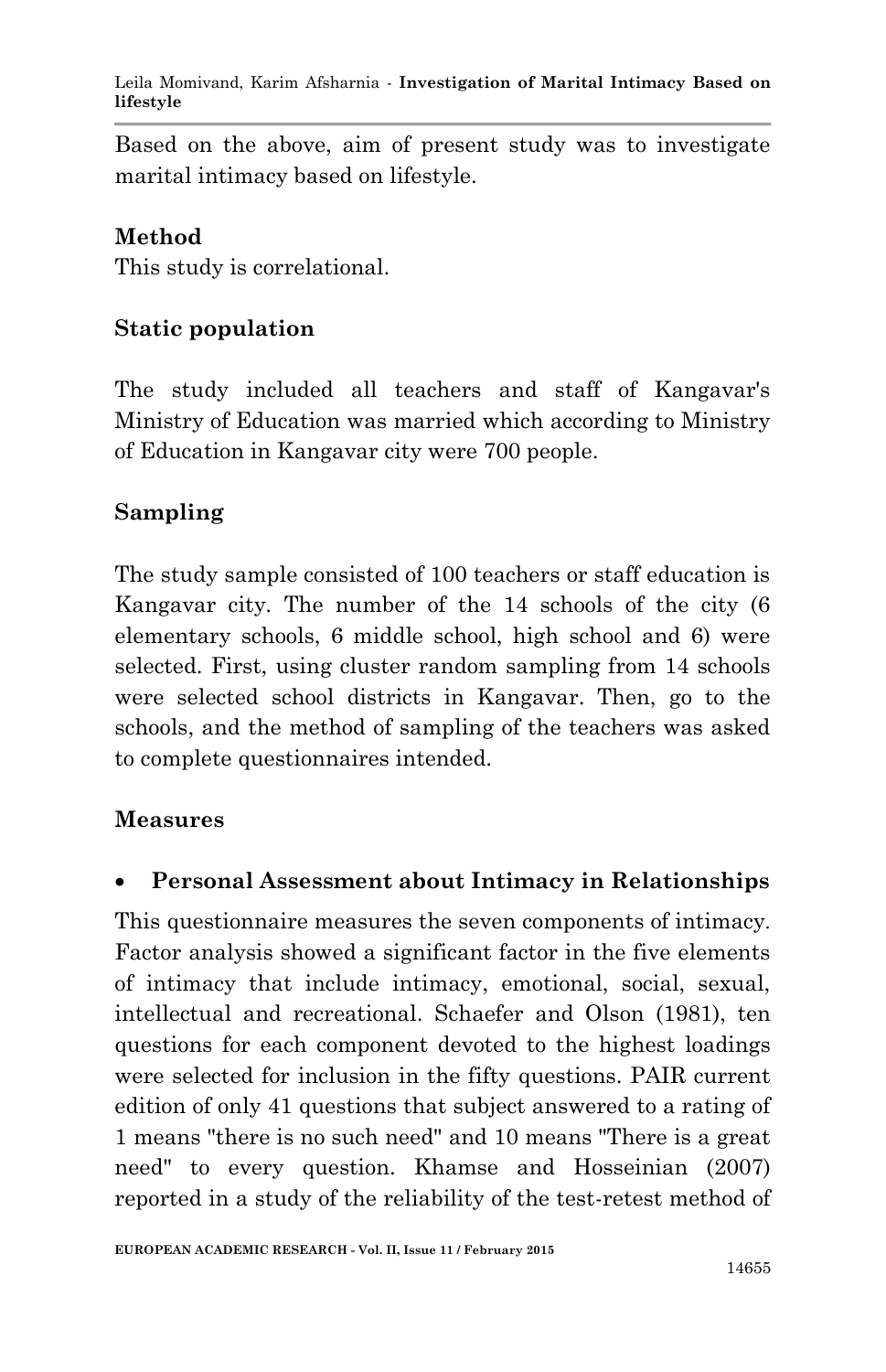Based on the above, aim of present study was to investigate marital intimacy based on lifestyle.

## Method

This study is correlational.

### Static population

The study included all teachers and staff of Kangavar's Ministry of Education was married which according to Ministry of Education in Kangavar city were 700 people.

### Sampling

The study sample consisted of 100 teachers or staff education is Kangavar city. The number of the 14 schools of the city (6 elementary schools, 6 middle school, high school and 6) were selected. First, using cluster random sampling from 14 schools were selected school districts in Kangavar. Then, go to the schools, and the method of sampling of the teachers was asked to complete questionnaires intended.

### Measures

- **Personal Assessment about Intimacy in Relationships**

This questionnaire measures the seven components of intimacy. Factor analysis showed a significant factor in the five elements of intimacy that include intimacy, emotional, social, sexual, intellectual and recreational. Schaefer and Olson (1981), ten questions for each component devoted to the highest loadings were selected for inclusion in the fifty questions. PAIR current edition of only 41 questions that subject answered to a rating of 1 means "there is no such need" and 10 means "There is a great need" to every question. Khamse and Hosseinian (2007) reported in a study of the reliability of the test-retest method of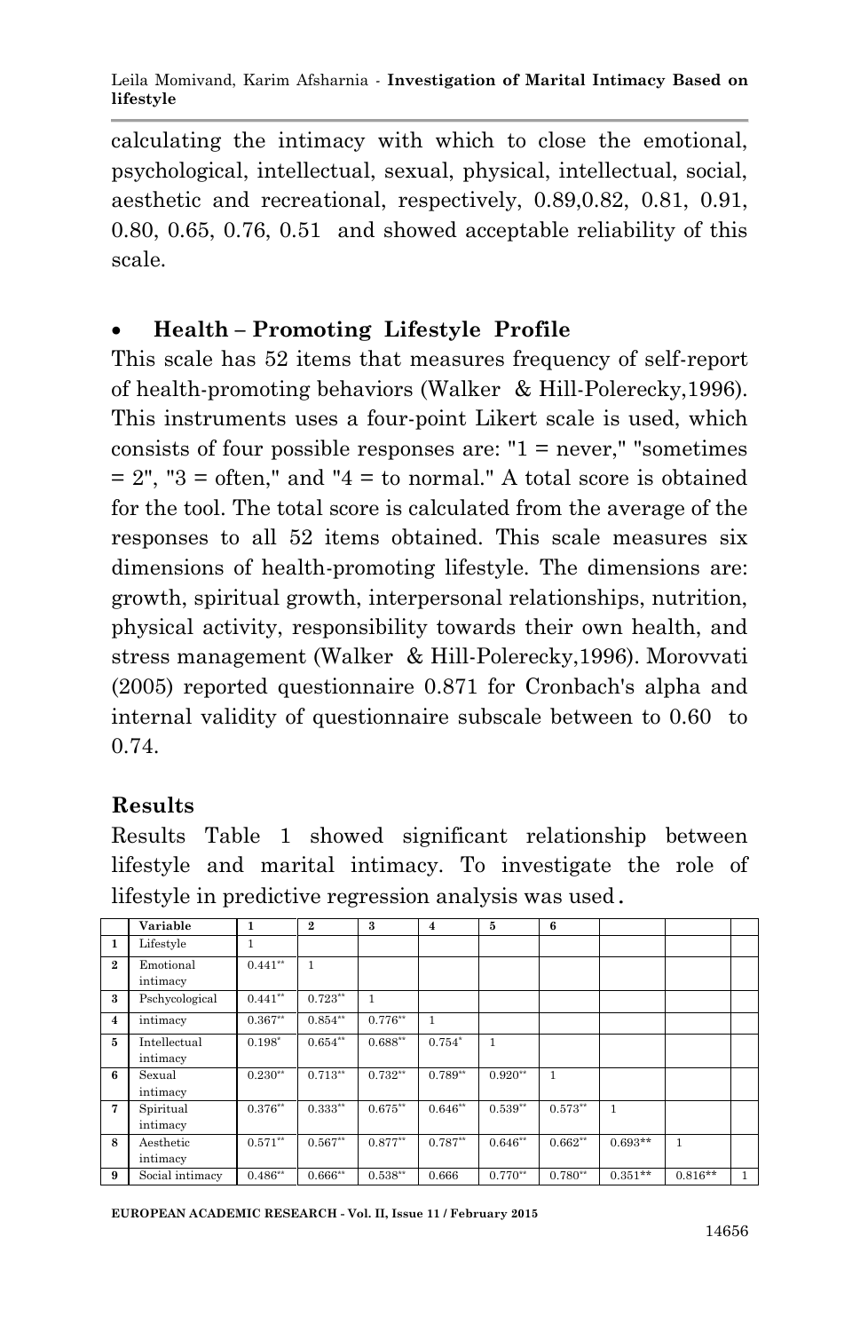calculating the intimacy with which to close the emotional, psychological, intellectual, sexual, physical, intellectual, social, aesthetic and recreational, respectively, 0.89,0.82, 0.81, 0.91, 0.80, 0.65, 0.76, 0.51 and showed acceptable reliability of this scale.

- **Health – Promoting Lifestyle Profile**

This scale has 52 items that measures frequency of self-report of health-promoting behaviors (Walker & Hill-Polerecky,1996). This instruments uses a four-point Likert scale is used, which consists of four possible responses are: "1 = never," "sometimes = 2", "3 = often," and "4 = to normal." A total score is obtained for the tool. The total score is calculated from the average of the responses to all 52 items obtained. This scale measures six dimensions of health-promoting lifestyle. The dimensions are: growth, spiritual growth, interpersonal relationships, nutrition, physical activity, responsibility towards their own health, and stress management (Walker & Hill-Polerecky,1996). Morovvati (2005) reported questionnaire 0.871 for Cronbach's alpha and internal validity of questionnaire subscale between to 0.60 to 0.74.

## Results

Results Table 1 showed significant relationship between lifestyle and marital intimacy. To investigate the role of lifestyle in predictive regression analysis was used.

| | Variable | 1 | 2 | 3 | 4 | 5 | 6 | | | |
|---|---|---|---|---|---|---|---|---|---|---|
| 1 | Lifestyle | 1 | | | | | | | | |
| 2 | Emotional intimacy | 0.441** | 1 | | | | | | | |
| 3 | Pschycological | 0.441** | 0.723** | 1 | | | | | | |
| 4 | intimacy | 0.367** | 0.854** | 0.776** | 1 | | | | | |
| 5 | Intellectual intimacy | 0.198* | 0.654** | 0.688** | 0.754* | 1 | | | | |
| 6 | Sexual intimacy | 0.230** | 0.713** | 0.732** | 0.789** | 0.920** | 1 | | | |
| 7 | Spiritual intimacy | 0.376** | 0.333** | 0.675** | 0.646** | 0.539** | 0.573** | 1 | | |
| 8 | Aesthetic intimacy | 0.571** | 0.567** | 0.877** | 0.787** | 0.646** | 0.662** | 0.693** | 1 | |
| 9 | Social intimacy | 0.486** | 0.666** | 0.538** | 0.666 | 0.770** | 0.780** | 0.351** | 0.816** | 1 |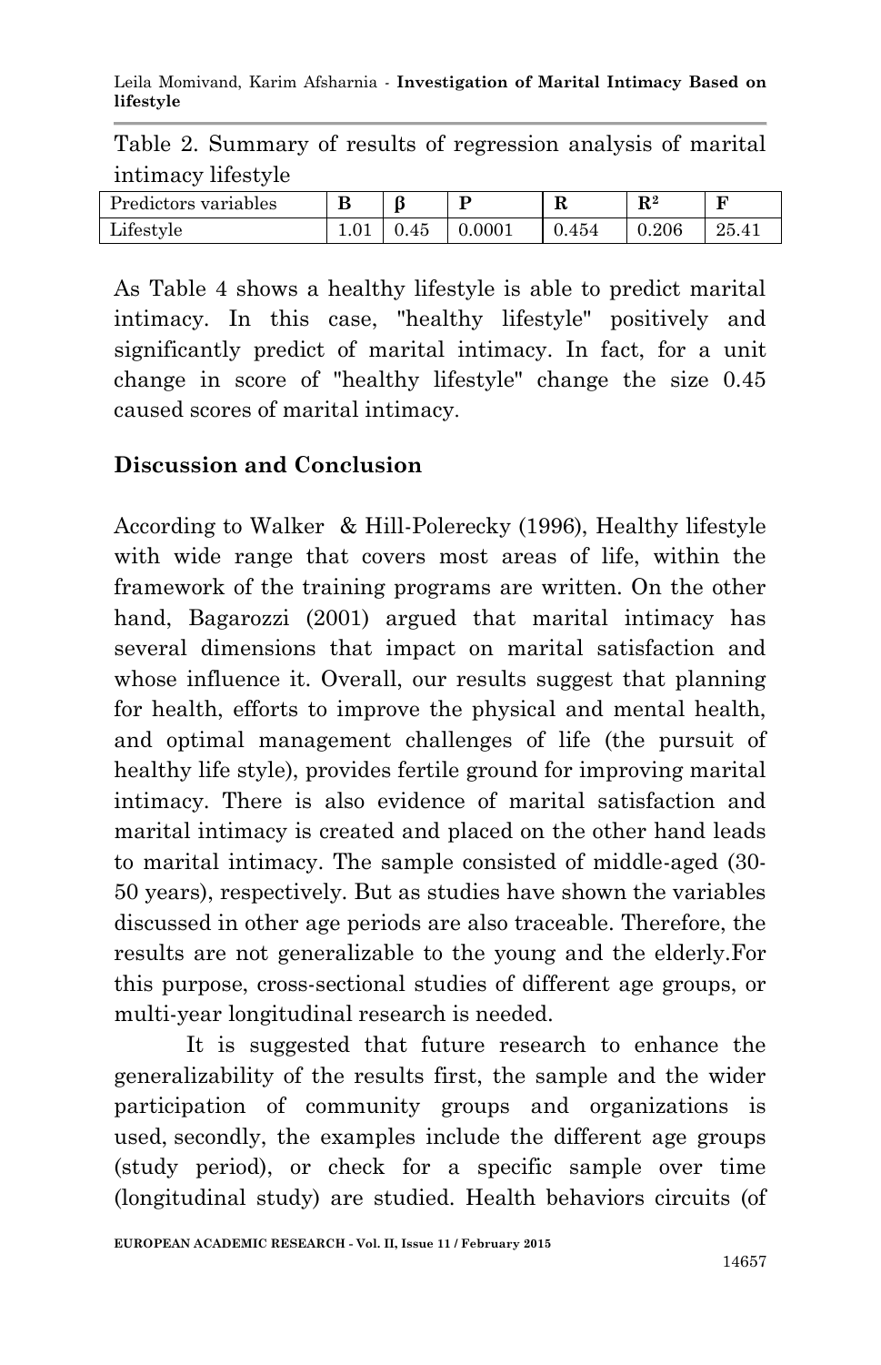Table 2. Summary of results of regression analysis of marital intimacy lifestyle

| Predictors variables | B | β | P | R | $R^2$ | F |
|---|---|---|---|---|---|---|
| Lifestyle | 1.01 | 0.45 | 0.0001 | 0.454 | 0.206 | 25.41 |

As Table 4 shows a healthy lifestyle is able to predict marital intimacy. In this case, "healthy lifestyle" positively and significantly predict of marital intimacy. In fact, for a unit change in score of "healthy lifestyle" change the size 0.45 caused scores of marital intimacy.

## Discussion and Conclusion

According to Walker & Hill-Polerecky (1996), Healthy lifestyle with wide range that covers most areas of life, within the framework of the training programs are written. On the other hand, Bagarozzi (2001) argued that marital intimacy has several dimensions that impact on marital satisfaction and whose influence it. Overall, our results suggest that planning for health, efforts to improve the physical and mental health, and optimal management challenges of life (the pursuit of healthy life style), provides fertile ground for improving marital intimacy. There is also evidence of marital satisfaction and marital intimacy is created and placed on the other hand leads to marital intimacy. The sample consisted of middle-aged (30-50 years), respectively. But as studies have shown the variables discussed in other age periods are also traceable. Therefore, the results are not generalizable to the young and the elderly.For this purpose, cross-sectional studies of different age groups, or multi-year longitudinal research is needed.

It is suggested that future research to enhance the generalizability of the results first, the sample and the wider participation of community groups and organizations is used, secondly, the examples include the different age groups (study period), or check for a specific sample over time (longitudinal study) are studied. Health behaviors circuits (of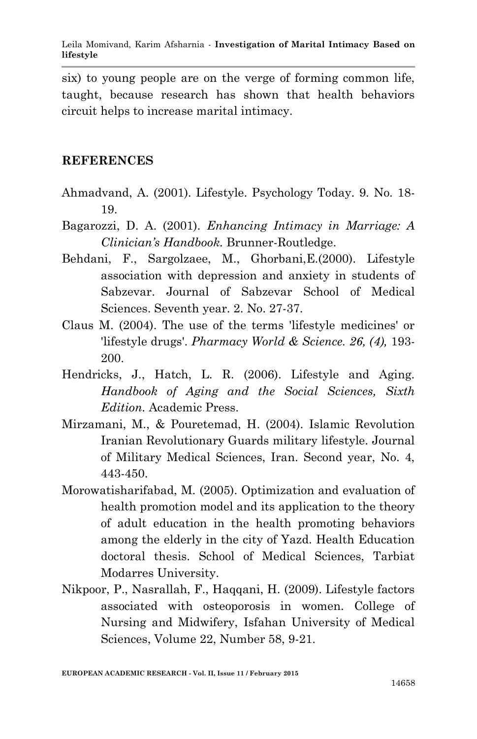six) to young people are on the verge of forming common life, taught, because research has shown that health behaviors circuit helps to increase marital intimacy.

## REFERENCES

Ahmadvand, A. (2001). Lifestyle. Psychology Today. 9. No. 18-19.

Bagarozzi, D. A. (2001). *Enhancing Intimacy in Marriage: A Clinician's Handbook.* Brunner-Routledge.

Behdani, F., Sargolzaee, M., Ghorbani,E.(2000). Lifestyle association with depression and anxiety in students of Sabzevar. Journal of Sabzevar School of Medical Sciences. Seventh year. 2. No. 27-37.

Claus M. (2004). The use of the terms 'lifestyle medicines' or 'lifestyle drugs'. *Pharmacy World & Science. 26, (4),* 193-200.

Hendricks, J., Hatch, L. R. (2006). Lifestyle and Aging. *Handbook of Aging and the Social Sciences, Sixth Edition.* Academic Press.

Mirzamani, M., & Pouretemad, H. (2004). Islamic Revolution Iranian Revolutionary Guards military lifestyle. Journal of Military Medical Sciences, Iran. Second year, No. 4, 443-450.

Morowatisharifabad, M. (2005). Optimization and evaluation of health promotion model and its application to the theory of adult education in the health promoting behaviors among the elderly in the city of Yazd. Health Education doctoral thesis. School of Medical Sciences, Tarbiat Modarres University.

Nikpoor, P., Nasrallah, F., Haqqani, H. (2009). Lifestyle factors associated with osteoporosis in women. College of Nursing and Midwifery, Isfahan University of Medical Sciences, Volume 22, Number 58, 9-21.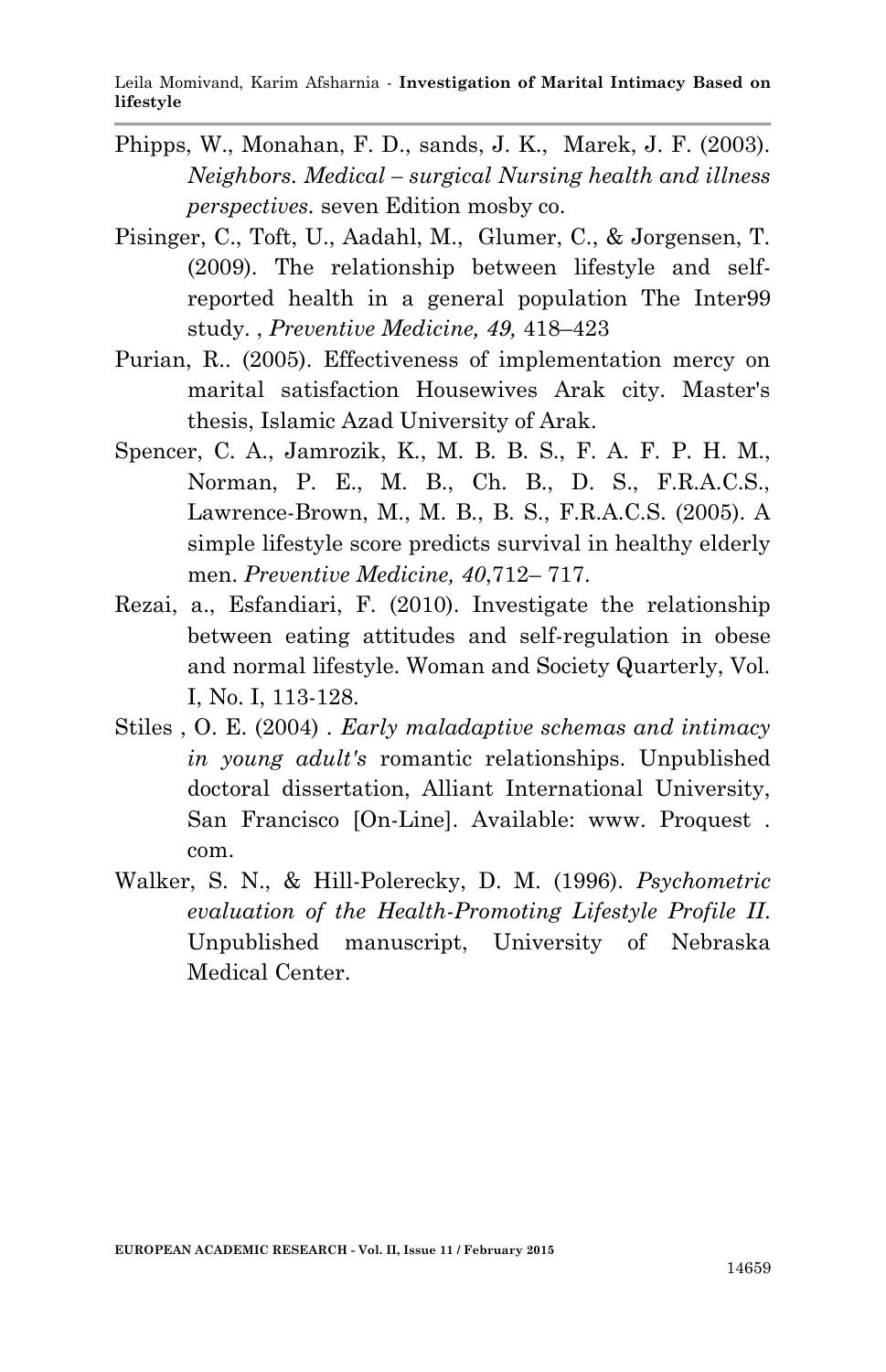Phipps, W., Monahan, F. D., sands, J. K., Marek, J. F. (2003). *Neighbors. Medical – surgical Nursing health and illness perspectives.* seven Edition mosby co.

Pisinger, C., Toft, U., Aadahl, M., Glumer, C., & Jorgensen, T. (2009). The relationship between lifestyle and self-reported health in a general population The Inter99 study. , *Preventive Medicine, 49,* 418–423

Purian, R.. (2005). Effectiveness of implementation mercy on marital satisfaction Housewives Arak city. Master's thesis, Islamic Azad University of Arak.

Spencer, C. A., Jamrozik, K., M. B. B. S., F. A. F. P. H. M., Norman, P. E., M. B., Ch. B., D. S., F.R.A.C.S., Lawrence-Brown, M., M. B., B. S., F.R.A.C.S. (2005). A simple lifestyle score predicts survival in healthy elderly men. *Preventive Medicine, 40*,712– 717.

Rezai, a., Esfandiari, F. (2010). Investigate the relationship between eating attitudes and self-regulation in obese and normal lifestyle. Woman and Society Quarterly, Vol. I, No. I, 113-128.

Stiles , O. E. (2004) . *Early maladaptive schemas and intimacy in young adult's* romantic relationships. Unpublished doctoral dissertation, Alliant International University, San Francisco [On-Line]. Available: www. Proquest . com.

Walker, S. N., & Hill-Polerecky, D. M. (1996). *Psychometric evaluation of the Health-Promoting Lifestyle Profile II.* Unpublished manuscript, University of Nebraska Medical Center.